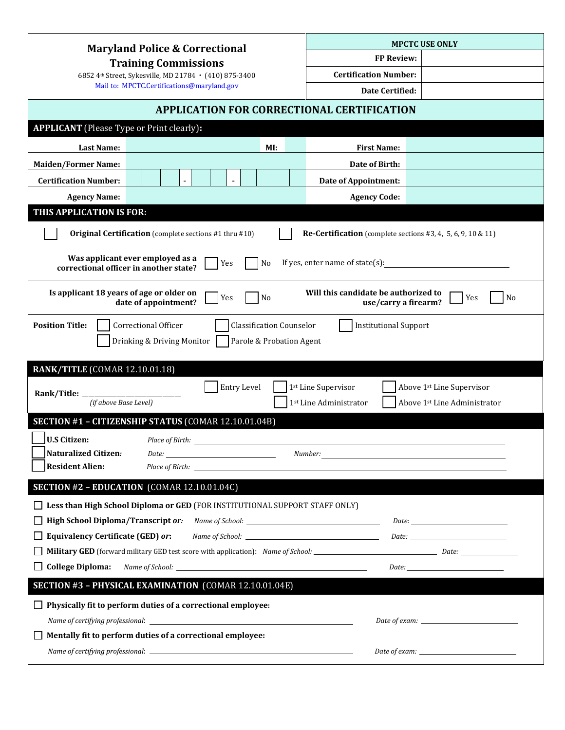**Maryland Police & Correctional Training Commissions**

6852 4th Street, Sykesville, MD 21784 • (410) 875-3400

Mail to: MPCTC.Certifications@maryland.gov

| MPCTC USE ONLY | |
|---|---|
| FP Review: | |
| Certification Number: | |
| Date Certified: | |

# APPLICATION FOR CORRECTIONAL CERTIFICATION

## APPLICANT (Please Type or Print clearly):

| | | | |
|---|---|---|---|
| **Last Name:** | **MI:** | **First Name:** | |
| **Maiden/Former Name:** | | **Date of Birth:** | |
| **Certification Number:** | \_ \_ \_ - \_ \_ \_ - \_ \_ \_ \_ | **Date of Appointment:** | |
| **Agency Name:** | | **Agency Code:** | |

## THIS APPLICATION IS FOR:

☐ **Original Certification** (complete sections #1 thru #10) ☐ **Re-Certification** (complete sections #3, 4, 5, 6, 9, 10 & 11)

**Was applicant ever employed as a correctional officer in another state?** ☐ Yes ☐ No If yes, enter name of state(s): \_\_\_\_\_\_\_\_\_\_\_\_\_\_\_\_

**Is applicant 18 years of age or older on date of appointment?** ☐ Yes ☐ No **Will this candidate be authorized to use/carry a firearm?** ☐ Yes ☐ No

**Position Title:** ☐ Correctional Officer ☐ Classification Counselor ☐ Institutional Support ☐ Drinking & Driving Monitor ☐ Parole & Probation Agent

## RANK/TITLE (COMAR 12.10.01.18)

**Rank/Title:** \_\_\_\_\_\_\_\_\_\_\_\_\_\_\_\_ *(if above Base Level)*

☐ Entry Level ☐ 1st Line Supervisor ☐ Above 1st Line Supervisor ☐ 1st Line Administrator ☐ Above 1st Line Administrator

## SECTION #1 – CITIZENSHIP STATUS (COMAR 12.10.01.04B)

☐ **U.S Citizen:** *Place of Birth:* \_\_\_\_\_\_\_\_\_\_\_\_\_\_\_\_

☐ **Naturalized Citizen:** *Date:* \_\_\_\_\_\_\_\_\_\_\_\_ *Number:* \_\_\_\_\_\_\_\_\_\_\_\_

☐ **Resident Alien:** *Place of Birth:* \_\_\_\_\_\_\_\_\_\_\_\_\_\_\_\_

## SECTION #2 – EDUCATION (COMAR 12.10.01.04C)

☐ **Less than High School Diploma or GED** (FOR INSTITUTIONAL SUPPORT STAFF ONLY)

☐ **High School Diploma/Transcript *or:*** *Name of School:* \_\_\_\_\_\_\_\_\_\_\_\_ *Date:* \_\_\_\_\_\_\_\_

☐ **Equivalency Certificate (GED) *or*:** *Name of School:* \_\_\_\_\_\_\_\_\_\_\_\_ *Date:* \_\_\_\_\_\_\_\_

☐ **Military GED** (forward military GED test score with application): *Name of School:* \_\_\_\_\_\_\_\_\_\_\_\_ *Date:* \_\_\_\_\_\_\_\_

☐ **College Diploma:** *Name of School:* \_\_\_\_\_\_\_\_\_\_\_\_ *Date:* \_\_\_\_\_\_\_\_

## SECTION #3 – PHYSICAL EXAMINATION (COMAR 12.10.01.04E)

☐ **Physically fit to perform duties of a correctional employee:**

*Name of certifying professional:* \_\_\_\_\_\_\_\_\_\_\_\_ *Date of exam:* \_\_\_\_\_\_\_\_

☐ **Mentally fit to perform duties of a correctional employee:**

*Name of certifying professional:* \_\_\_\_\_\_\_\_\_\_\_\_ *Date of exam:* \_\_\_\_\_\_\_\_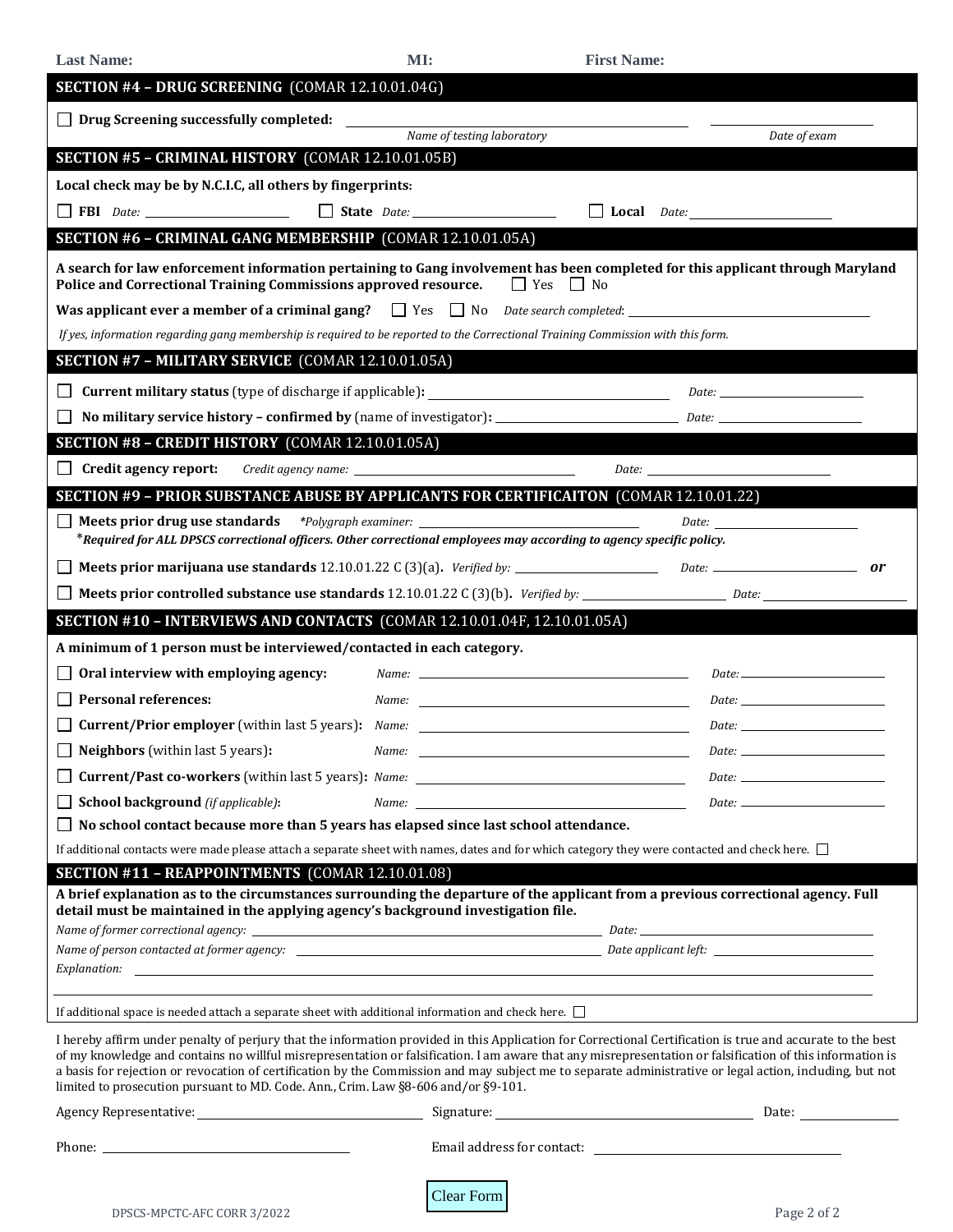**Last Name:** **MI:** **First Name:**

## SECTION #4 – DRUG SCREENING (COMAR 12.10.01.04G)

☐ **Drug Screening successfully completed:** ______________________ *Name of testing laboratory* ______________ *Date of exam*

## SECTION #5 – CRIMINAL HISTORY (COMAR 12.10.01.05B)

**Local check may be by N.C.I.C, all others by fingerprints:**

☐ **FBI** *Date:* ______________ ☐ **State** *Date:* ______________ ☐ **Local** *Date:* ______________

## SECTION #6 – CRIMINAL GANG MEMBERSHIP (COMAR 12.10.01.05A)

**A search for law enforcement information pertaining to Gang involvement has been completed for this applicant through Maryland Police and Correctional Training Commissions approved resource.** ☐ Yes ☐ No

**Was applicant ever a member of a criminal gang?** ☐ Yes ☐ No *Date search completed*: ______________

*If yes, information regarding gang membership is required to be reported to the Correctional Training Commission with this form.*

## SECTION #7 – MILITARY SERVICE (COMAR 12.10.01.05A)

☐ **Current military status** (type of discharge if applicable)**:** ______________ *Date:* ______________

☐ **No military service history – confirmed by** (name of investigator)**:** ______________ *Date:* ______________

## SECTION #8 – CREDIT HISTORY (COMAR 12.10.01.05A)

☐ **Credit agency report:** *Credit agency name:* ______________ *Date:* ______________

## SECTION #9 – PRIOR SUBSTANCE ABUSE BY APPLICANTS FOR CERTIFICAITON (COMAR 12.10.01.22)

☐ **Meets prior drug use standards** *\*Polygraph examiner:* ______________ *Date:* ______________

\****Required for ALL DPSCS correctional officers. Other correctional employees may according to agency specific policy.***

☐ **Meets prior marijuana use standards** 12.10.01.22 C (3)(a)**.** *Verified by:* ______________ *Date:* ______________ ***or***

☐ **Meets prior controlled substance use standards** 12.10.01.22 C (3)(b)**.** *Verified by:* ______________ *Date:* ______________

## SECTION #10 – INTERVIEWS AND CONTACTS (COMAR 12.10.01.04F, 12.10.01.05A)

**A minimum of 1 person must be interviewed/contacted in each category.**

☐ **Oral interview with employing agency:** *Name:* ______________ *Date:* ______________

☐ **Personal references:** *Name:* ______________ *Date:* ______________

☐ **Current/Prior employer** (within last 5 years)**:** *Name:* ______________ *Date:* ______________

☐ **Neighbors** (within last 5 years)**:** *Name:* ______________ *Date:* ______________

☐ **Current/Past co-workers** (within last 5 years)**:** *Name:* ______________ *Date:* ______________

☐ **School background** *(if applicable)***:** *Name:* ______________ *Date:* ______________

☐ **No school contact because more than 5 years has elapsed since last school attendance.**

If additional contacts were made please attach a separate sheet with names, dates and for which category they were contacted and check here. ☐

## SECTION #11 – REAPPOINTMENTS (COMAR 12.10.01.08)

**A brief explanation as to the circumstances surrounding the departure of the applicant from a previous correctional agency. Full detail must be maintained in the applying agency's background investigation file.**

*Name of former correctional agency:* ______________ *Date:* ______________

*Name of person contacted at former agency:* ______________ *Date applicant left:* ______________

*Explanation:* ______________

If additional space is needed attach a separate sheet with additional information and check here. ☐

I hereby affirm under penalty of perjury that the information provided in this Application for Correctional Certification is true and accurate to the best of my knowledge and contains no willful misrepresentation or falsification. I am aware that any misrepresentation or falsification of this information is a basis for rejection or revocation of certification by the Commission and may subject me to separate administrative or legal action, including, but not limited to prosecution pursuant to MD. Code. Ann., Crim. Law §8-606 and/or §9-101.

Agency Representative: ______________ Signature: ______________ Date: ______________

Phone: ______________ Email address for contact: ______________

Clear Form

DPSCS-MPCTC-AFC CORR 3/2022